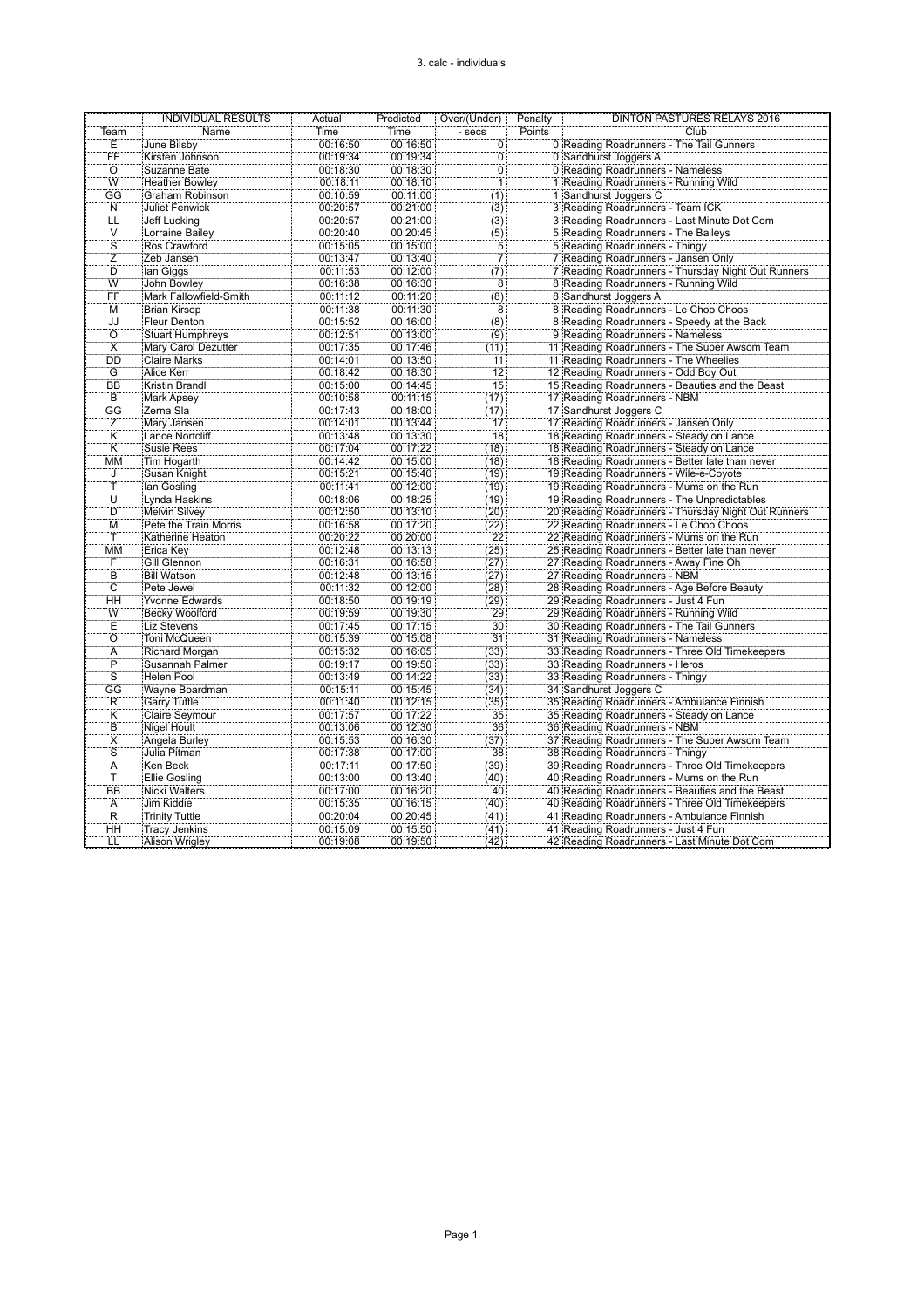3. calc - individuals

| | INDIVIDUAL RESULTS | Actual | Predicted | Over/(Under) | Penalty | DINTON PASTURES RELAYS 2016 |
|---|---|---|---|---|---|---|
| Team | Name | Time | Time | - secs | Points | Club |
| E | June Bilsby | 00:16:50 | 00:16:50 | 0 | 0 | Reading Roadrunners - The Tail Gunners |
| FF | Kirsten Johnson | 00:19:34 | 00:19:34 | 0 | 0 | Sandhurst Joggers A |
| O | Suzanne Bate | 00:18:30 | 00:18:30 | 0 | 0 | Reading Roadrunners - Nameless |
| W | Heather Bowley | 00:18:11 | 00:18:10 | 1 | 1 | Reading Roadrunners - Running Wild |
| GG | Graham Robinson | 00:10:59 | 00:11:00 | (1) | 1 | Sandhurst Joggers C |
| N | Juliet Fenwick | 00:20:57 | 00:21:00 | (3) | 3 | Reading Roadrunners - Team ICK |
| LL | Jeff Lucking | 00:20:57 | 00:21:00 | (3) | 3 | Reading Roadrunners - Last Minute Dot Com |
| V | Lorraine Bailey | 00:20:40 | 00:20:45 | (5) | 5 | Reading Roadrunners - The Baileys |
| S | Ros Crawford | 00:15:05 | 00:15:00 | 5 | 5 | Reading Roadrunners - Thingy |
| Z | Zeb Jansen | 00:13:47 | 00:13:40 | 7 | 7 | Reading Roadrunners - Jansen Only |
| D | Ian Giggs | 00:11:53 | 00:12:00 | (7) | 7 | Reading Roadrunners - Thursday Night Out Runners |
| W | John Bowley | 00:16:38 | 00:16:30 | 8 | 8 | Reading Roadrunners - Running Wild |
| FF | Mark Fallowfield-Smith | 00:11:12 | 00:11:20 | (8) | 8 | Sandhurst Joggers A |
| M | Brian Kirsop | 00:11:38 | 00:11:30 | 8 | 8 | Reading Roadrunners - Le Choo Choos |
| JJ | Fleur Denton | 00:15:52 | 00:16:00 | (8) | 8 | Reading Roadrunners - Speedy at the Back |
| O | Stuart Humphreys | 00:12:51 | 00:13:00 | (9) | 9 | Reading Roadrunners - Nameless |
| X | Mary Carol Dezutter | 00:17:35 | 00:17:46 | (11) | 11 | Reading Roadrunners - The Super Awsom Team |
| DD | Claire Marks | 00:14:01 | 00:13:50 | 11 | 11 | Reading Roadrunners - The Wheelies |
| G | Alice Kerr | 00:18:42 | 00:18:30 | 12 | 12 | Reading Roadrunners - Odd Boy Out |
| BB | Kristin Brandl | 00:15:00 | 00:14:45 | 15 | 15 | Reading Roadrunners - Beauties and the Beast |
| B | Mark Apsey | 00:10:58 | 00:11:15 | (17) | 17 | Reading Roadrunners - NBM |
| GG | Zerna Sla | 00:17:43 | 00:18:00 | (17) | 17 | Sandhurst Joggers C |
| Z | Mary Jansen | 00:14:01 | 00:13:44 | 17 | 17 | Reading Roadrunners - Jansen Only |
| K | Lance Nortcliff | 00:13:48 | 00:13:30 | 18 | 18 | Reading Roadrunners - Steady on Lance |
| K | Susie Rees | 00:17:04 | 00:17:22 | (18) | 18 | Reading Roadrunners - Steady on Lance |
| MM | Tim Hogarth | 00:14:42 | 00:15:00 | (18) | 18 | Reading Roadrunners - Better late than never |
| J | Susan Knight | 00:15:21 | 00:15:40 | (19) | 19 | Reading Roadrunners - Wile-e-Coyote |
| T | Ian Gosling | 00:11:41 | 00:12:00 | (19) | 19 | Reading Roadrunners - Mums on the Run |
| U | Lynda Haskins | 00:18:06 | 00:18:25 | (19) | 19 | Reading Roadrunners - The Unpredictables |
| D | Melvin Silvey | 00:12:50 | 00:13:10 | (20) | 20 | Reading Roadrunners - Thursday Night Out Runners |
| M | Pete the Train Morris | 00:16:58 | 00:17:20 | (22) | 22 | Reading Roadrunners - Le Choo Choos |
| T | Katherine Heaton | 00:20:22 | 00:20:00 | 22 | 22 | Reading Roadrunners - Mums on the Run |
| MM | Erica Key | 00:12:48 | 00:13:13 | (25) | 25 | Reading Roadrunners - Better late than never |
| F | Gill Glennon | 00:16:31 | 00:16:58 | (27) | 27 | Reading Roadrunners - Away Fine Oh |
| B | Bill Watson | 00:12:48 | 00:13:15 | (27) | 27 | Reading Roadrunners - NBM |
| C | Pete Jewel | 00:11:32 | 00:12:00 | (28) | 28 | Reading Roadrunners - Age Before Beauty |
| HH | Yvonne Edwards | 00:18:50 | 00:19:19 | (29) | 29 | Reading Roadrunners - Just 4 Fun |
| W | Becky Woolford | 00:19:59 | 00:19:30 | 29 | 29 | Reading Roadrunners - Running Wild |
| E | Liz Stevens | 00:17:45 | 00:17:15 | 30 | 30 | Reading Roadrunners - The Tail Gunners |
| O | Toni McQueen | 00:15:39 | 00:15:08 | 31 | 31 | Reading Roadrunners - Nameless |
| A | Richard Morgan | 00:15:32 | 00:16:05 | (33) | 33 | Reading Roadrunners - Three Old Timekeepers |
| P | Susannah Palmer | 00:19:17 | 00:19:50 | (33) | 33 | Reading Roadrunners - Heros |
| S | Helen Pool | 00:13:49 | 00:14:22 | (33) | 33 | Reading Roadrunners - Thingy |
| GG | Wayne Boardman | 00:15:11 | 00:15:45 | (34) | 34 | Sandhurst Joggers C |
| R | Garry Tuttle | 00:11:40 | 00:12:15 | (35) | 35 | Reading Roadrunners - Ambulance Finnish |
| K | Claire Seymour | 00:17:57 | 00:17:22 | 35 | 35 | Reading Roadrunners - Steady on Lance |
| B | Nigel Hoult | 00:13:06 | 00:12:30 | 36 | 36 | Reading Roadrunners - NBM |
| X | Angela Burley | 00:15:53 | 00:16:30 | (37) | 37 | Reading Roadrunners - The Super Awsom Team |
| S | Julia Pitman | 00:17:38 | 00:17:00 | 38 | 38 | Reading Roadrunners - Thingy |
| A | Ken Beck | 00:17:11 | 00:17:50 | (39) | 39 | Reading Roadrunners - Three Old Timekeepers |
| T | Ellie Gosling | 00:13:00 | 00:13:40 | (40) | 40 | Reading Roadrunners - Mums on the Run |
| BB | Nicki Walters | 00:17:00 | 00:16:20 | 40 | 40 | Reading Roadrunners - Beauties and the Beast |
| A | Jim Kiddie | 00:15:35 | 00:16:15 | (40) | 40 | Reading Roadrunners - Three Old Timekeepers |
| R | Trinity Tuttle | 00:20:04 | 00:20:45 | (41) | 41 | Reading Roadrunners - Ambulance Finnish |
| HH | Tracy Jenkins | 00:15:09 | 00:15:50 | (41) | 41 | Reading Roadrunners - Just 4 Fun |
| LL | Alison Wrigley | 00:19:08 | 00:19:50 | (42) | 42 | Reading Roadrunners - Last Minute Dot Com |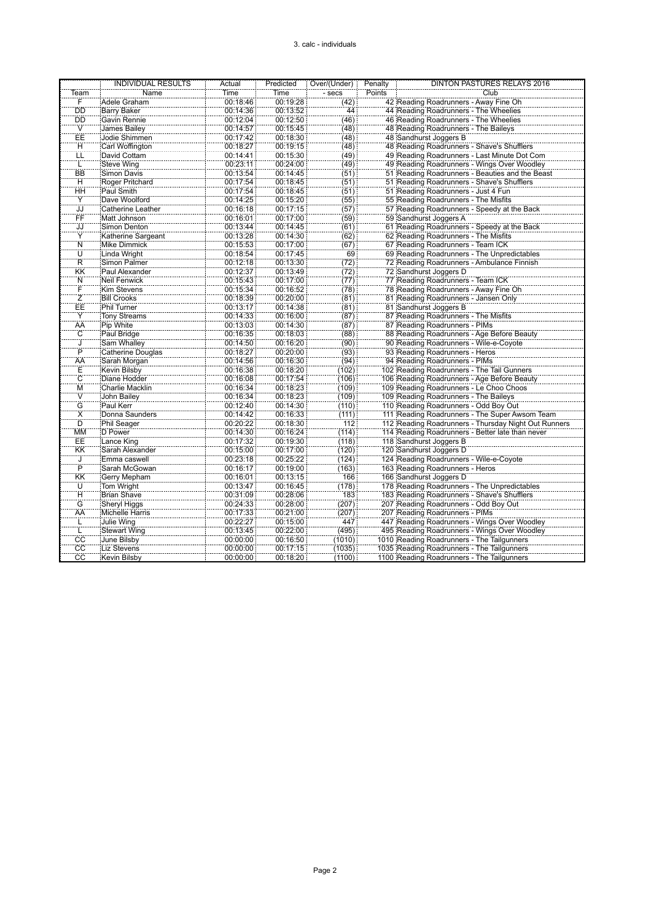3. calc - individuals

| | INDIVIDUAL RESULTS | Actual | Predicted | Over/(Under) | Penalty | DINTON PASTURES RELAYS 2016 |
|---|---|---|---|---|---|---|
| Team | Name | Time | Time | - secs | Points | Club |
| F | Adele Graham | 00:18:46 | 00:19:28 | (42) | 42 | Reading Roadrunners - Away Fine Oh |
| DD | Barry Baker | 00:14:36 | 00:13:52 | 44 | 44 | Reading Roadrunners - The Wheelies |
| DD | Gavin Rennie | 00:12:04 | 00:12:50 | (46) | 46 | Reading Roadrunners - The Wheelies |
| V | James Bailey | 00:14:57 | 00:15:45 | (48) | 48 | Reading Roadrunners - The Baileys |
| EE | Jodie Shimmen | 00:17:42 | 00:18:30 | (48) | 48 | Sandhurst Joggers B |
| H | Carl Woffington | 00:18:27 | 00:19:15 | (48) | 48 | Reading Roadrunners - Shave's Shufflers |
| LL | David Cottam | 00:14:41 | 00:15:30 | (49) | 49 | Reading Roadrunners - Last Minute Dot Com |
| L | Steve Wing | 00:23:11 | 00:24:00 | (49) | 49 | Reading Roadrunners - Wings Over Woodley |
| BB | Simon Davis | 00:13:54 | 00:14:45 | (51) | 51 | Reading Roadrunners - Beauties and the Beast |
| H | Roger Pritchard | 00:17:54 | 00:18:45 | (51) | 51 | Reading Roadrunners - Shave's Shufflers |
| HH | Paul Smith | 00:17:54 | 00:18:45 | (51) | 51 | Reading Roadrunners - Just 4 Fun |
| Y | Dave Woolford | 00:14:25 | 00:15:20 | (55) | 55 | Reading Roadrunners - The Misfits |
| JJ | Catherine Leather | 00:16:18 | 00:17:15 | (57) | 57 | Reading Roadrunners - Speedy at the Back |
| FF | Matt Johnson | 00:16:01 | 00:17:00 | (59) | 59 | Sandhurst Joggers A |
| JJ | Simon Denton | 00:13:44 | 00:14:45 | (61) | 61 | Reading Roadrunners - Speedy at the Back |
| Y | Katherine Sargeant | 00:13:28 | 00:14:30 | (62) | 62 | Reading Roadrunners - The Misfits |
| N | Mike Dimmick | 00:15:53 | 00:17:00 | (67) | 67 | Reading Roadrunners - Team ICK |
| U | Linda Wright | 00:18:54 | 00:17:45 | 69 | 69 | Reading Roadrunners - The Unpredictables |
| R | Simon Palmer | 00:12:18 | 00:13:30 | (72) | 72 | Reading Roadrunners - Ambulance Finnish |
| KK | Paul Alexander | 00:12:37 | 00:13:49 | (72) | 72 | Sandhurst Joggers D |
| N | Neil Fenwick | 00:15:43 | 00:17:00 | (77) | 77 | Reading Roadrunners - Team ICK |
| F | Kim Stevens | 00:15:34 | 00:16:52 | (78) | 78 | Reading Roadrunners - Away Fine Oh |
| Z | Bill Crooks | 00:18:39 | 00:20:00 | (81) | 81 | Reading Roadrunners - Jansen Only |
| EE | Phil Turner | 00:13:17 | 00:14:38 | (81) | 81 | Sandhurst Joggers B |
| Y | Tony Streams | 00:14:33 | 00:16:00 | (87) | 87 | Reading Roadrunners - The Misfits |
| AA | Pip White | 00:13:03 | 00:14:30 | (87) | 87 | Reading Roadrunners - PIMs |
| C | Paul Bridge | 00:16:35 | 00:18:03 | (88) | 88 | Reading Roadrunners - Age Before Beauty |
| J | Sam Whalley | 00:14:50 | 00:16:20 | (90) | 90 | Reading Roadrunners - Wile-e-Coyote |
| P | Catherine Douglas | 00:18:27 | 00:20:00 | (93) | 93 | Reading Roadrunners - Heros |
| AA | Sarah Morgan | 00:14:56 | 00:16:30 | (94) | 94 | Reading Roadrunners - PIMs |
| E | Kevin Bilsby | 00:16:38 | 00:18:20 | (102) | 102 | Reading Roadrunners - The Tail Gunners |
| C | Diane Hodder | 00:16:08 | 00:17:54 | (106) | 106 | Reading Roadrunners - Age Before Beauty |
| M | Charlie Macklin | 00:16:34 | 00:18:23 | (109) | 109 | Reading Roadrunners - Le Choo Choos |
| V | John Bailey | 00:16:34 | 00:18:23 | (109) | 109 | Reading Roadrunners - The Baileys |
| G | Paul Kerr | 00:12:40 | 00:14:30 | (110) | 110 | Reading Roadrunners - Odd Boy Out |
| X | Donna Saunders | 00:14:42 | 00:16:33 | (111) | 111 | Reading Roadrunners - The Super Awsom Team |
| D | Phil Seager | 00:20:22 | 00:18:30 | 112 | 112 | Reading Roadrunners - Thursday Night Out Runners |
| MM | D Power | 00:14:30 | 00:16:24 | (114) | 114 | Reading Roadrunners - Better late than never |
| EE | Lance King | 00:17:32 | 00:19:30 | (118) | 118 | Sandhurst Joggers B |
| KK | Sarah Alexander | 00:15:00 | 00:17:00 | (120) | 120 | Sandhurst Joggers D |
| J | Emma caswell | 00:23:18 | 00:25:22 | (124) | 124 | Reading Roadrunners - Wile-e-Coyote |
| P | Sarah McGowan | 00:16:17 | 00:19:00 | (163) | 163 | Reading Roadrunners - Heros |
| KK | Gerry Mepham | 00:16:01 | 00:13:15 | 166 | 166 | Sandhurst Joggers D |
| U | Tom Wright | 00:13:47 | 00:16:45 | (178) | 178 | Reading Roadrunners - The Unpredictables |
| H | Brian Shave | 00:31:09 | 00:28:06 | 183 | 183 | Reading Roadrunners - Shave's Shufflers |
| G | Sheryl Higgs | 00:24:33 | 00:28:00 | (207) | 207 | Reading Roadrunners - Odd Boy Out |
| AA | Michelle Harris | 00:17:33 | 00:21:00 | (207) | 207 | Reading Roadrunners - PIMs |
| L | Julie Wing | 00:22:27 | 00:15:00 | 447 | 447 | Reading Roadrunners - Wings Over Woodley |
| L | Stewart Wing | 00:13:45 | 00:22:00 | (495) | 495 | Reading Roadrunners - Wings Over Woodley |
| CC | June Bilsby | 00:00:00 | 00:16:50 | (1010) | 1010 | Reading Roadrunners - The Tailgunners |
| CC | Liz Stevens | 00:00:00 | 00:17:15 | (1035) | 1035 | Reading Roadrunners - The Tailgunners |
| CC | Kevin Bilsby | 00:00:00 | 00:18:20 | (1100) | 1100 | Reading Roadrunners - The Tailgunners |